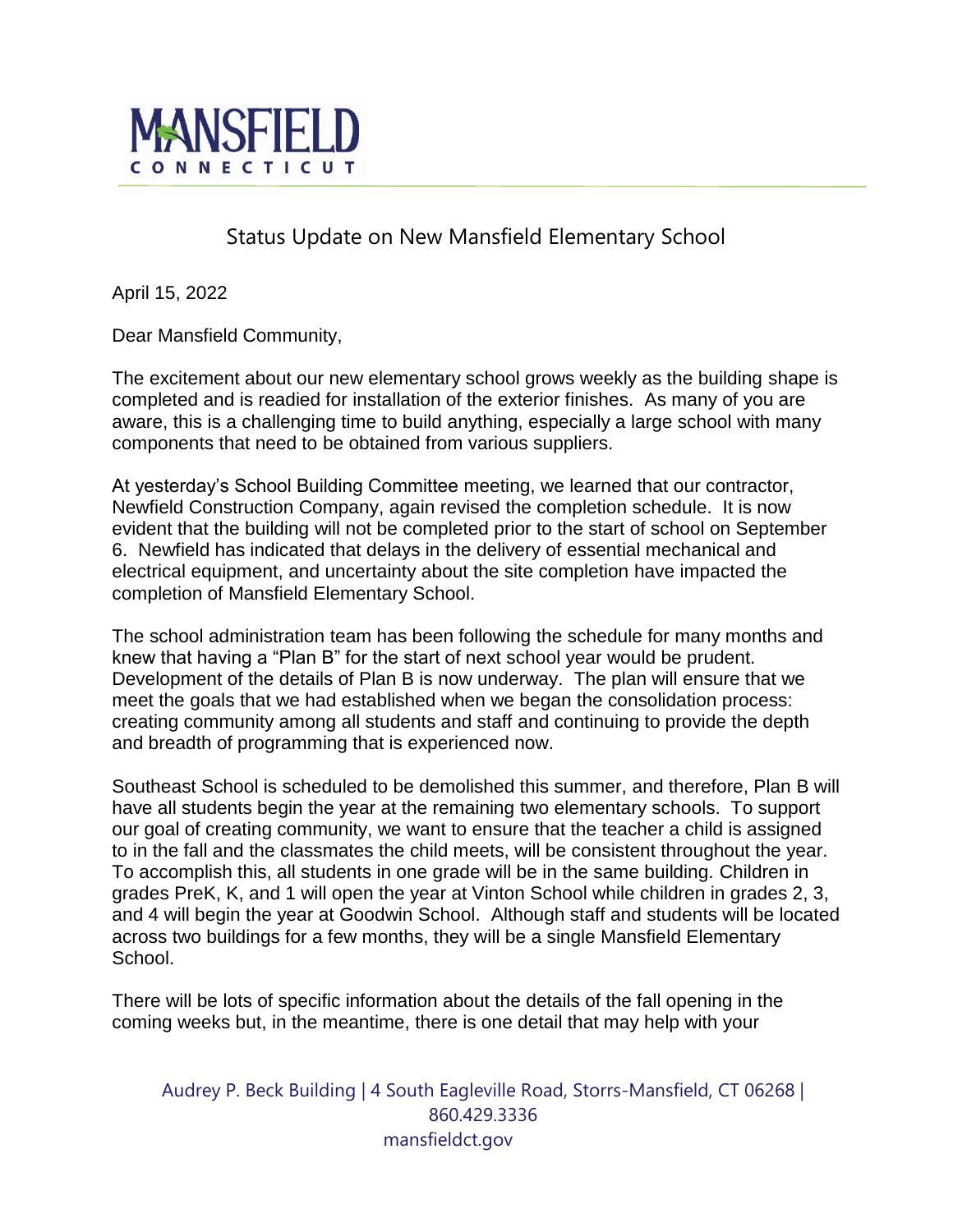MANSFIELD

CONNECTICUT

# Status Update on New Mansfield Elementary School

April 15, 2022

Dear Mansfield Community,

The excitement about our new elementary school grows weekly as the building shape is completed and is readied for installation of the exterior finishes. As many of you are aware, this is a challenging time to build anything, especially a large school with many components that need to be obtained from various suppliers.

At yesterday's School Building Committee meeting, we learned that our contractor, Newfield Construction Company, again revised the completion schedule. It is now evident that the building will not be completed prior to the start of school on September 6. Newfield has indicated that delays in the delivery of essential mechanical and electrical equipment, and uncertainty about the site completion have impacted the completion of Mansfield Elementary School.

The school administration team has been following the schedule for many months and knew that having a "Plan B" for the start of next school year would be prudent. Development of the details of Plan B is now underway. The plan will ensure that we meet the goals that we had established when we began the consolidation process: creating community among all students and staff and continuing to provide the depth and breadth of programming that is experienced now.

Southeast School is scheduled to be demolished this summer, and therefore, Plan B will have all students begin the year at the remaining two elementary schools. To support our goal of creating community, we want to ensure that the teacher a child is assigned to in the fall and the classmates the child meets, will be consistent throughout the year. To accomplish this, all students in one grade will be in the same building. Children in grades PreK, K, and 1 will open the year at Vinton School while children in grades 2, 3, and 4 will begin the year at Goodwin School. Although staff and students will be located across two buildings for a few months, they will be a single Mansfield Elementary School.

There will be lots of specific information about the details of the fall opening in the coming weeks but, in the meantime, there is one detail that may help with your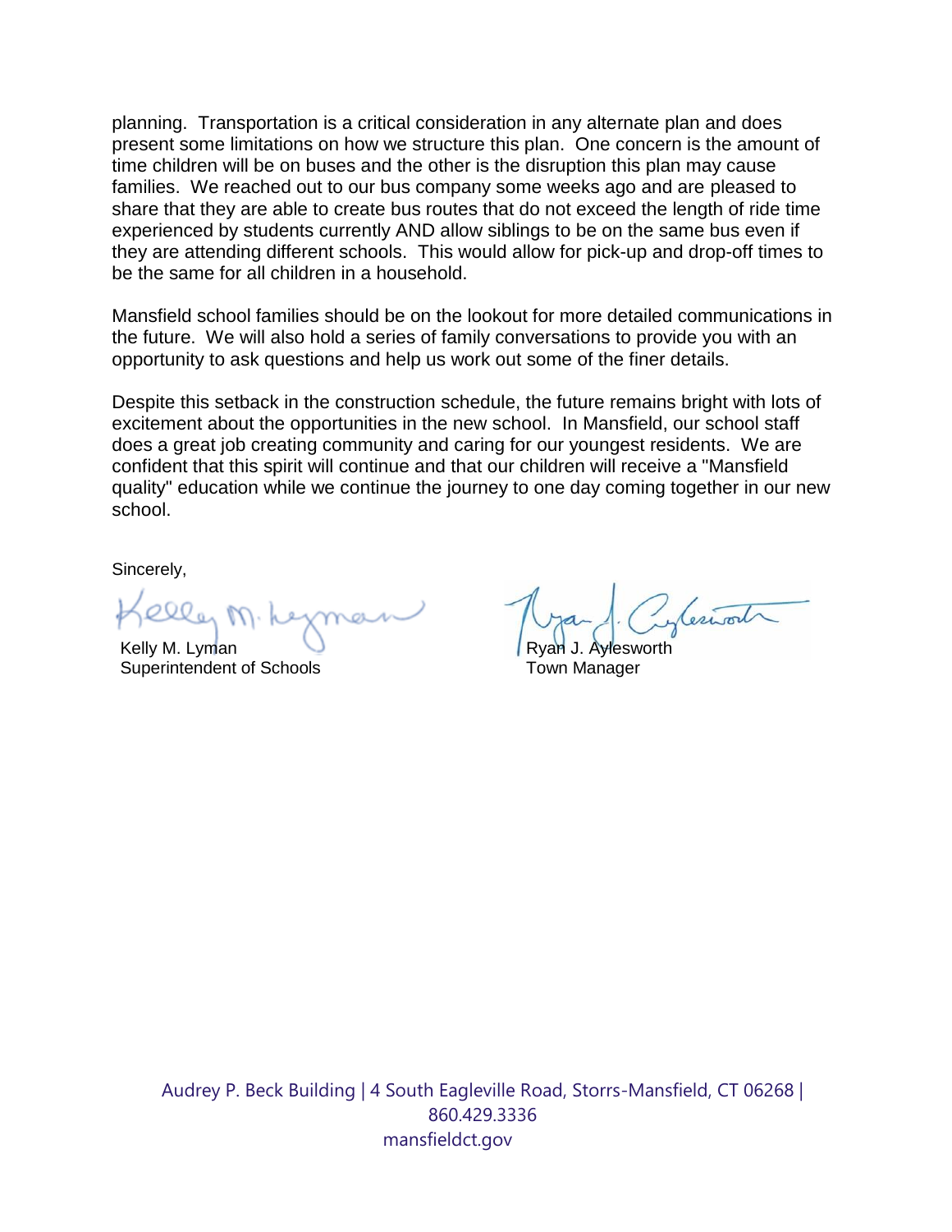planning. Transportation is a critical consideration in any alternate plan and does present some limitations on how we structure this plan. One concern is the amount of time children will be on buses and the other is the disruption this plan may cause families. We reached out to our bus company some weeks ago and are pleased to share that they are able to create bus routes that do not exceed the length of ride time experienced by students currently AND allow siblings to be on the same bus even if they are attending different schools. This would allow for pick-up and drop-off times to be the same for all children in a household.

Mansfield school families should be on the lookout for more detailed communications in the future. We will also hold a series of family conversations to provide you with an opportunity to ask questions and help us work out some of the finer details.

Despite this setback in the construction schedule, the future remains bright with lots of excitement about the opportunities in the new school. In Mansfield, our school staff does a great job creating community and caring for our youngest residents. We are confident that this spirit will continue and that our children will receive a "Mansfield quality" education while we continue the journey to one day coming together in our new school.

Sincerely,

Kelly M. Lyman
Superintendent of Schools

Ryan J. Aylesworth
Town Manager

Audrey P. Beck Building | 4 South Eagleville Road, Storrs-Mansfield, CT 06268 | 860.429.3336
mansfieldct.gov